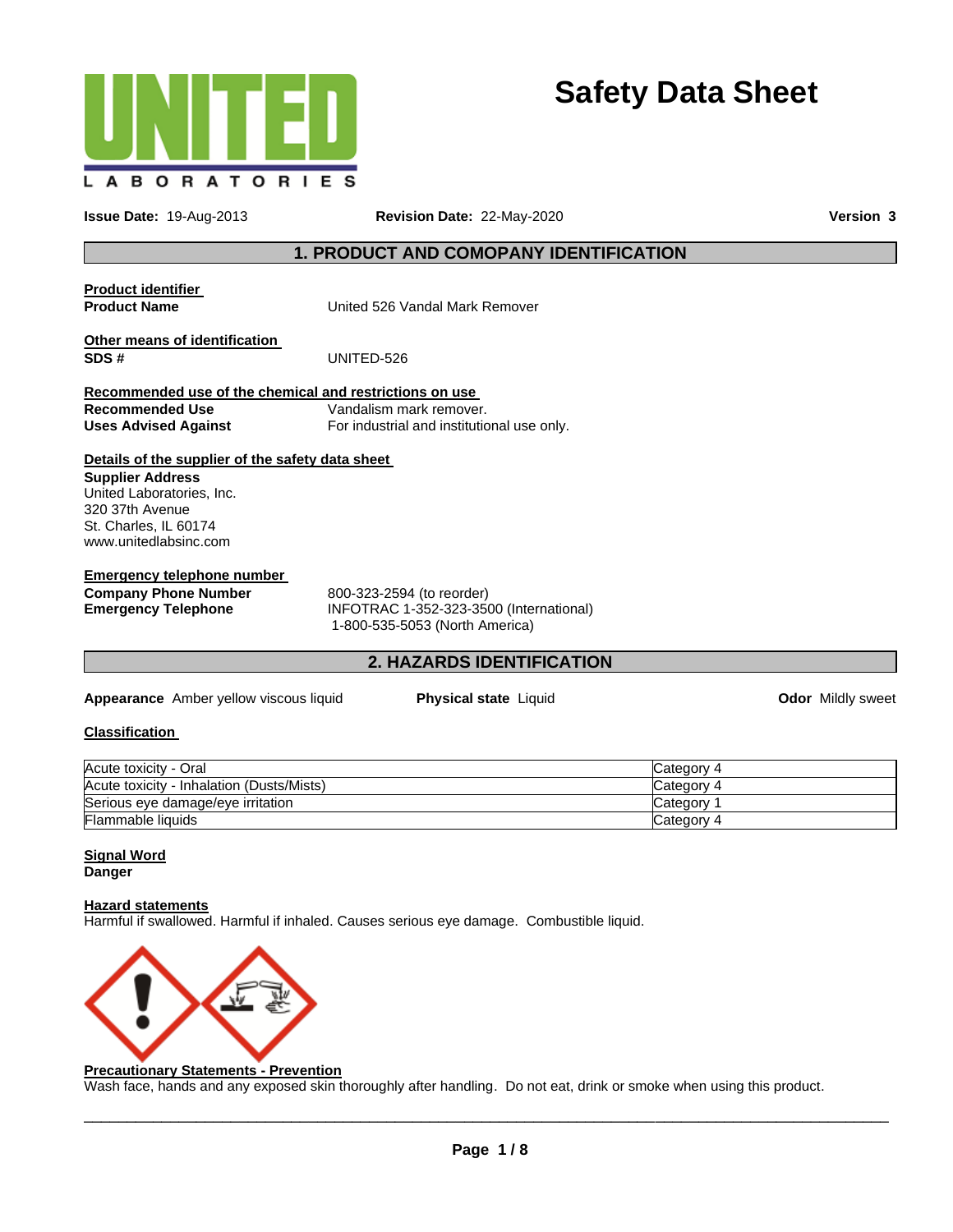UNITED LABORATORIES

# Safety Data Sheet

**Issue Date:** 19-Aug-2013 **Revision Date:** 22-May-2020 **Version 3**

## 1. PRODUCT AND COMOPANY IDENTIFICATION

**Product identifier**

**Product Name** United 526 Vandal Mark Remover

**Other means of identification**

**SDS #** UNITED-526

**Recommended use of the chemical and restrictions on use**

**Recommended Use** Vandalism mark remover.

**Uses Advised Against** For industrial and institutional use only.

**Details of the supplier of the safety data sheet**

**Supplier Address**
United Laboratories, Inc.
320 37th Avenue
St. Charles, IL 60174
www.unitedlabsinc.com

**Emergency telephone number**

**Company Phone Number** 800-323-2594 (to reorder)

**Emergency Telephone** INFOTRAC 1-352-323-3500 (International)
1-800-535-5053 (North America)

## 2. HAZARDS IDENTIFICATION

**Appearance** Amber yellow viscous liquid **Physical state** Liquid **Odor** Mildly sweet

**Classification**

| | |
|---|---|
| Acute toxicity - Oral | Category 4 |
| Acute toxicity - Inhalation (Dusts/Mists) | Category 4 |
| Serious eye damage/eye irritation | Category 1 |
| Flammable liquids | Category 4 |

**Signal Word**
**Danger**

**Hazard statements**
Harmful if swallowed. Harmful if inhaled. Causes serious eye damage. Combustible liquid.

**Precautionary Statements - Prevention**
Wash face, hands and any exposed skin thoroughly after handling. Do not eat, drink or smoke when using this product.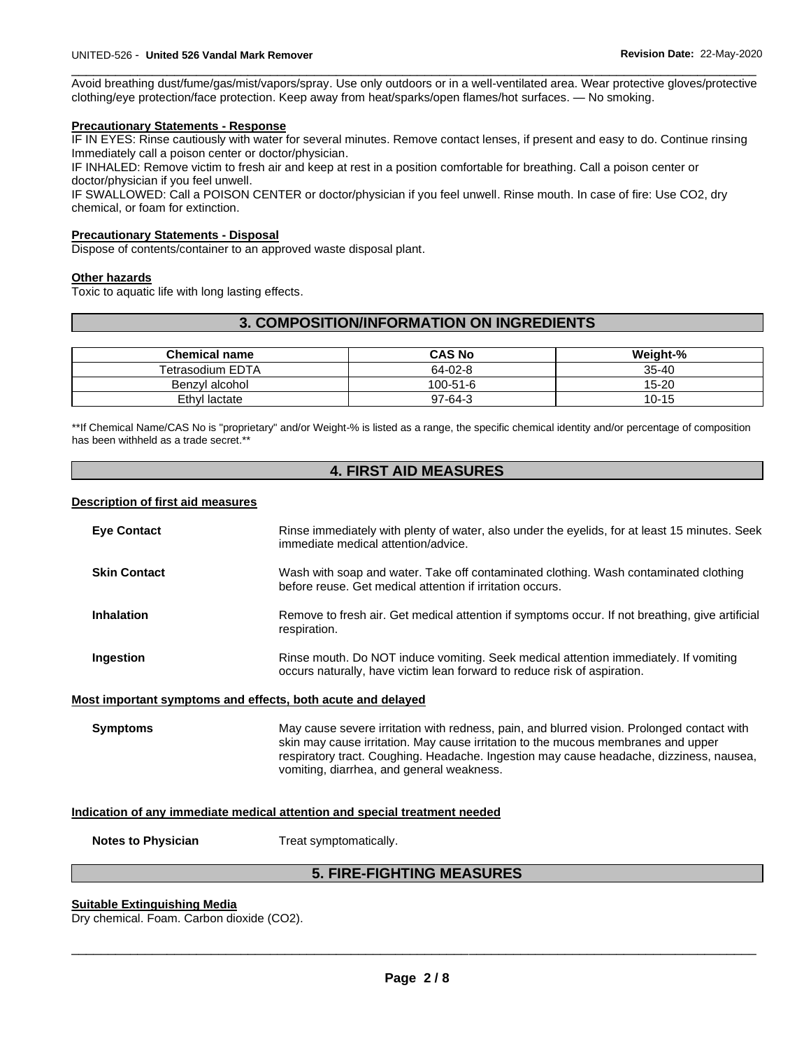Avoid breathing dust/fume/gas/mist/vapors/spray. Use only outdoors or in a well-ventilated area. Wear protective gloves/protective clothing/eye protection/face protection. Keep away from heat/sparks/open flames/hot surfaces. — No smoking.

**Precautionary Statements - Response**

IF IN EYES: Rinse cautiously with water for several minutes. Remove contact lenses, if present and easy to do. Continue rinsing Immediately call a poison center or doctor/physician.

IF INHALED: Remove victim to fresh air and keep at rest in a position comfortable for breathing. Call a poison center or doctor/physician if you feel unwell.

IF SWALLOWED: Call a POISON CENTER or doctor/physician if you feel unwell. Rinse mouth. In case of fire: Use CO2, dry chemical, or foam for extinction.

**Precautionary Statements - Disposal**

Dispose of contents/container to an approved waste disposal plant.

**Other hazards**

Toxic to aquatic life with long lasting effects.

## 3. COMPOSITION/INFORMATION ON INGREDIENTS

| Chemical name | CAS No | Weight-% |
|---|---|---|
| Tetrasodium EDTA | 64-02-8 | 35-40 |
| Benzyl alcohol | 100-51-6 | 15-20 |
| Ethyl lactate | 97-64-3 | 10-15 |

**If Chemical Name/CAS No is "proprietary" and/or Weight-% is listed as a range, the specific chemical identity and/or percentage of composition has been withheld as a trade secret.**

## 4. FIRST AID MEASURES

**Description of first aid measures**

**Eye Contact** Rinse immediately with plenty of water, also under the eyelids, for at least 15 minutes. Seek immediate medical attention/advice.

**Skin Contact** Wash with soap and water. Take off contaminated clothing. Wash contaminated clothing before reuse. Get medical attention if irritation occurs.

**Inhalation** Remove to fresh air. Get medical attention if symptoms occur. If not breathing, give artificial respiration.

**Ingestion** Rinse mouth. Do NOT induce vomiting. Seek medical attention immediately. If vomiting occurs naturally, have victim lean forward to reduce risk of aspiration.

**Most important symptoms and effects, both acute and delayed**

**Symptoms** May cause severe irritation with redness, pain, and blurred vision. Prolonged contact with skin may cause irritation. May cause irritation to the mucous membranes and upper respiratory tract. Coughing. Headache. Ingestion may cause headache, dizziness, nausea, vomiting, diarrhea, and general weakness.

**Indication of any immediate medical attention and special treatment needed**

**Notes to Physician** Treat symptomatically.

## 5. FIRE-FIGHTING MEASURES

**Suitable Extinguishing Media**

Dry chemical. Foam. Carbon dioxide ($CO_2$).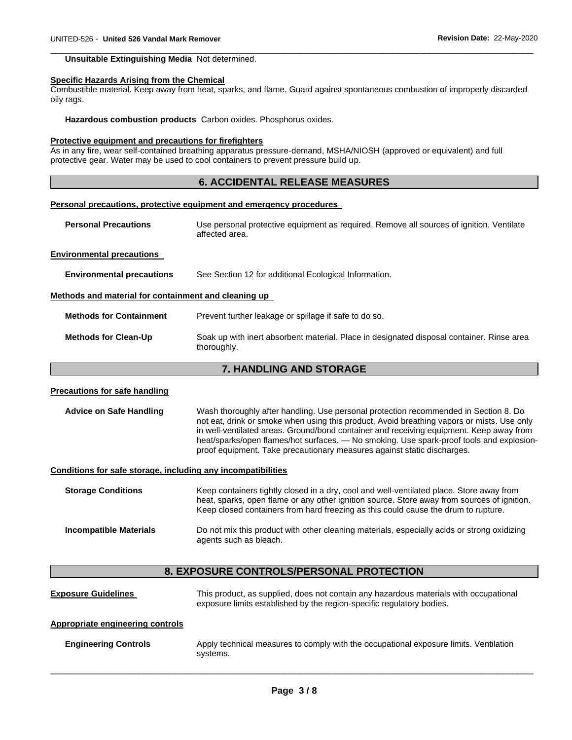**Unsuitable Extinguishing Media** Not determined.

**Specific Hazards Arising from the Chemical**

Combustible material. Keep away from heat, sparks, and flame. Guard against spontaneous combustion of improperly discarded oily rags.

**Hazardous combustion products** Carbon oxides. Phosphorus oxides.

**Protective equipment and precautions for firefighters**

As in any fire, wear self-contained breathing apparatus pressure-demand, MSHA/NIOSH (approved or equivalent) and full protective gear. Water may be used to cool containers to prevent pressure build up.

## 6. ACCIDENTAL RELEASE MEASURES

**Personal precautions, protective equipment and emergency procedures**

**Personal Precautions** Use personal protective equipment as required. Remove all sources of ignition. Ventilate affected area.

**Environmental precautions**

**Environmental precautions** See Section 12 for additional Ecological Information.

**Methods and material for containment and cleaning up**

**Methods for Containment** Prevent further leakage or spillage if safe to do so.

**Methods for Clean-Up** Soak up with inert absorbent material. Place in designated disposal container. Rinse area thoroughly.

## 7. HANDLING AND STORAGE

**Precautions for safe handling**

**Advice on Safe Handling** Wash thoroughly after handling. Use personal protection recommended in Section 8. Do not eat, drink or smoke when using this product. Avoid breathing vapors or mists. Use only in well-ventilated areas. Ground/bond container and receiving equipment. Keep away from heat/sparks/open flames/hot surfaces. — No smoking. Use spark-proof tools and explosion-proof equipment. Take precautionary measures against static discharges.

**Conditions for safe storage, including any incompatibilities**

**Storage Conditions** Keep containers tightly closed in a dry, cool and well-ventilated place. Store away from heat, sparks, open flame or any other ignition source. Store away from sources of ignition. Keep closed containers from hard freezing as this could cause the drum to rupture.

**Incompatible Materials** Do not mix this product with other cleaning materials, especially acids or strong oxidizing agents such as bleach.

## 8. EXPOSURE CONTROLS/PERSONAL PROTECTION

**Exposure Guidelines** This product, as supplied, does not contain any hazardous materials with occupational exposure limits established by the region-specific regulatory bodies.

**Appropriate engineering controls**

**Engineering Controls** Apply technical measures to comply with the occupational exposure limits. Ventilation systems.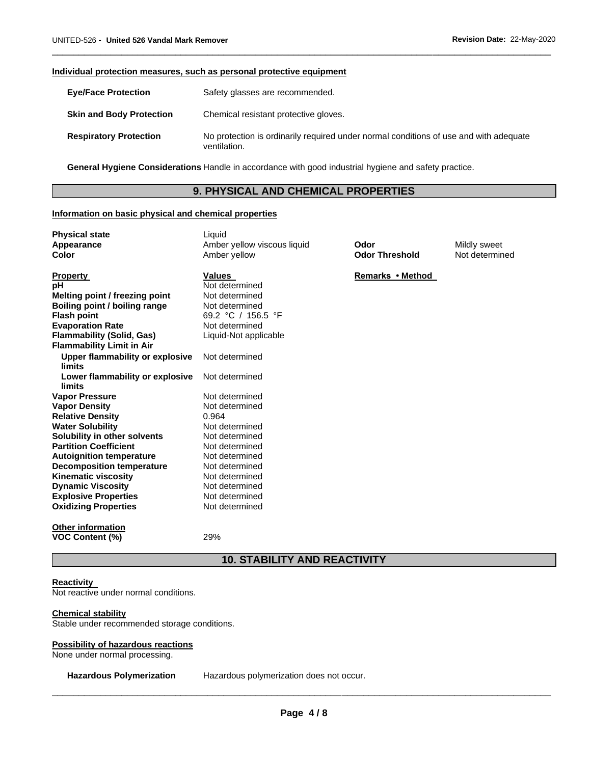#### Individual protection measures, such as personal protective equipment

| | |
|---|---|
| **Eye/Face Protection** | Safety glasses are recommended. |
| **Skin and Body Protection** | Chemical resistant protective gloves. |
| **Respiratory Protection** | No protection is ordinarily required under normal conditions of use and with adequate ventilation. |

**General Hygiene Considerations** Handle in accordance with good industrial hygiene and safety practice.

## 9. PHYSICAL AND CHEMICAL PROPERTIES

#### Information on basic physical and chemical properties

| | | | |
|---|---|---|---|
| **Physical state** | Liquid | | |
| **Appearance** | Amber yellow viscous liquid | **Odor** | Mildly sweet |
| **Color** | Amber yellow | **Odor Threshold** | Not determined |

| **Property** | **Values** | **Remarks • Method** |
|---|---|---|
| **pH** | Not determined | |
| **Melting point / freezing point** | Not determined | |
| **Boiling point / boiling range** | Not determined | |
| **Flash point** | 69.2 °C / 156.5 °F | |
| **Evaporation Rate** | Not determined | |
| **Flammability (Solid, Gas)** | Liquid-Not applicable | |
| **Flammability Limit in Air** | | |
| **Upper flammability or explosive limits** | Not determined | |
| **Lower flammability or explosive limits** | Not determined | |
| **Vapor Pressure** | Not determined | |
| **Vapor Density** | Not determined | |
| **Relative Density** | 0.964 | |
| **Water Solubility** | Not determined | |
| **Solubility in other solvents** | Not determined | |
| **Partition Coefficient** | Not determined | |
| **Autoignition temperature** | Not determined | |
| **Decomposition temperature** | Not determined | |
| **Kinematic viscosity** | Not determined | |
| **Dynamic Viscosity** | Not determined | |
| **Explosive Properties** | Not determined | |
| **Oxidizing Properties** | Not determined | |

#### Other information

**VOC Content (%)** 29%

## 10. STABILITY AND REACTIVITY

#### Reactivity

Not reactive under normal conditions.

#### Chemical stability

Stable under recommended storage conditions.

#### Possibility of hazardous reactions

None under normal processing.

**Hazardous Polymerization** Hazardous polymerization does not occur.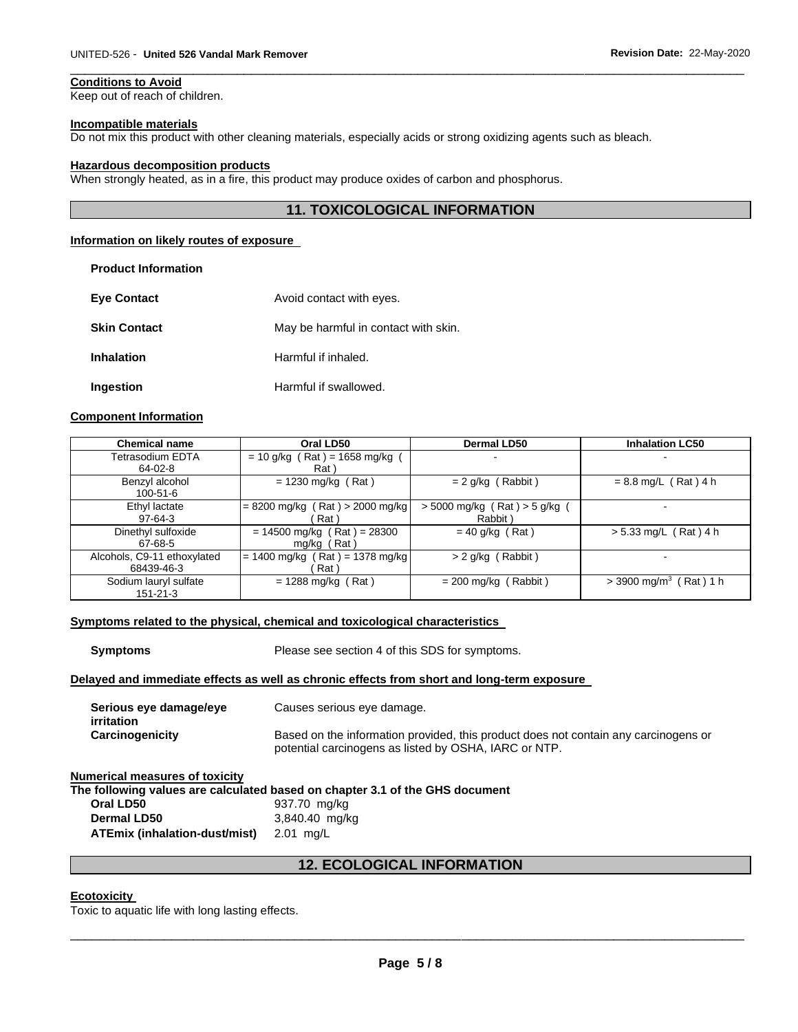**Conditions to Avoid**
Keep out of reach of children.

**Incompatible materials**
Do not mix this product with other cleaning materials, especially acids or strong oxidizing agents such as bleach.

**Hazardous decomposition products**
When strongly heated, as in a fire, this product may produce oxides of carbon and phosphorus.

## 11. TOXICOLOGICAL INFORMATION

**Information on likely routes of exposure**

**Product Information**

**Eye Contact** Avoid contact with eyes.

**Skin Contact** May be harmful in contact with skin.

**Inhalation** Harmful if inhaled.

**Ingestion** Harmful if swallowed.

**Component Information**

| Chemical name | Oral LD50 | Dermal LD50 | Inhalation LC50 |
|---|---|---|---|
| Tetrasodium EDTA 64-02-8 | = 10 g/kg ( Rat ) = 1658 mg/kg ( Rat ) | - | - |
| Benzyl alcohol 100-51-6 | = 1230 mg/kg ( Rat ) | = 2 g/kg ( Rabbit ) | = 8.8 mg/L ( Rat ) 4 h |
| Ethyl lactate 97-64-3 | = 8200 mg/kg ( Rat ) > 2000 mg/kg ( Rat ) | > 5000 mg/kg ( Rat ) > 5 g/kg ( Rabbit ) | - |
| Dinethyl sulfoxide 67-68-5 | = 14500 mg/kg ( Rat ) = 28300 mg/kg ( Rat ) | = 40 g/kg ( Rat ) | > 5.33 mg/L ( Rat ) 4 h |
| Alcohols, C9-11 ethoxylated 68439-46-3 | = 1400 mg/kg ( Rat ) = 1378 mg/kg ( Rat ) | > 2 g/kg ( Rabbit ) | - |
| Sodium lauryl sulfate 151-21-3 | = 1288 mg/kg ( Rat ) | = 200 mg/kg ( Rabbit ) | > 3900 mg/m$^3$ ( Rat ) 1 h |

**Symptoms related to the physical, chemical and toxicological characteristics**

**Symptoms** Please see section 4 of this SDS for symptoms.

**Delayed and immediate effects as well as chronic effects from short and long-term exposure**

**Serious eye damage/eye irritation** Causes serious eye damage.

**Carcinogenicity** Based on the information provided, this product does not contain any carcinogens or potential carcinogens as listed by OSHA, IARC or NTP.

**Numerical measures of toxicity**
**The following values are calculated based on chapter 3.1 of the GHS document**

**Oral LD50** 937.70 mg/kg
**Dermal LD50** 3,840.40 mg/kg
**ATEmix (inhalation-dust/mist)** 2.01 mg/L

## 12. ECOLOGICAL INFORMATION

**Ecotoxicity**
Toxic to aquatic life with long lasting effects.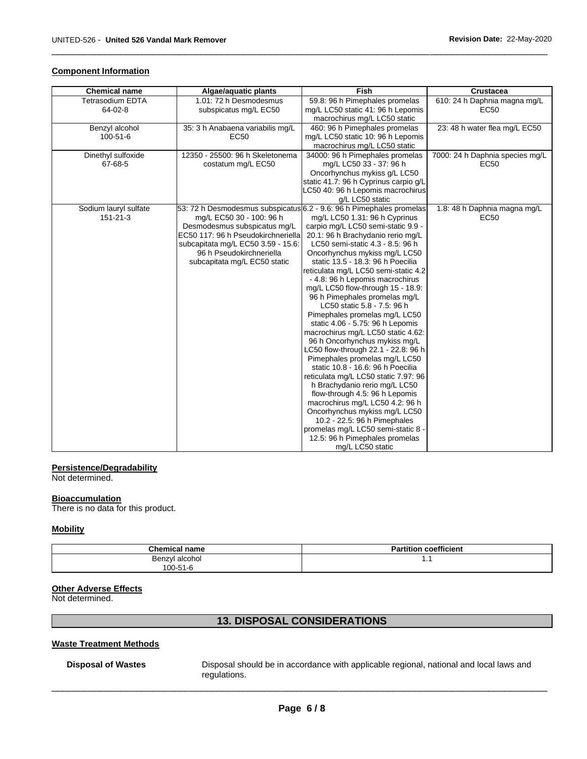#### Component Information

| Chemical name | Algae/aquatic plants | Fish | Crustacea |
|---|---|---|---|
| Tetrasodium EDTA 64-02-8 | 1.01: 72 h Desmodesmus subspicatus mg/L EC50 | 59.8: 96 h Pimephales promelas mg/L LC50 static 41: 96 h Lepomis macrochirus mg/L LC50 static | 610: 24 h Daphnia magna mg/L EC50 |
| Benzyl alcohol 100-51-6 | 35: 3 h Anabaena variabilis mg/L EC50 | 460: 96 h Pimephales promelas mg/L LC50 static 10: 96 h Lepomis macrochirus mg/L LC50 static | 23: 48 h water flea mg/L EC50 |
| Dinethyl sulfoxide 67-68-5 | 12350 - 25500: 96 h Skeletonema costatum mg/L EC50 | 34000: 96 h Pimephales promelas mg/L LC50 33 - 37: 96 h Oncorhynchus mykiss g/L LC50 static 41.7: 96 h Cyprinus carpio g/L LC50 40: 96 h Lepomis macrochirus g/L LC50 static | 7000: 24 h Daphnia species mg/L EC50 |
| Sodium lauryl sulfate 151-21-3 | 53: 72 h Desmodesmus subspicatus mg/L EC50 30 - 100: 96 h Desmodesmus subspicatus mg/L EC50 117: 96 h Pseudokirchneriella subcapitata mg/L EC50 3.59 - 15.6: 96 h Pseudokirchneriella subcapitata mg/L EC50 static | 6.2 - 9.6: 96 h Pimephales promelas mg/L LC50 1.31: 96 h Cyprinus carpio mg/L LC50 semi-static 9.9 - 20.1: 96 h Brachydanio rerio mg/L LC50 semi-static 4.3 - 8.5: 96 h Oncorhynchus mykiss mg/L LC50 static 13.5 - 18.3: 96 h Poecilia reticulata mg/L LC50 semi-static 4.2 - 4.8: 96 h Lepomis macrochirus mg/L LC50 flow-through 15 - 18.9: 96 h Pimephales promelas mg/L LC50 static 5.8 - 7.5: 96 h Pimephales promelas mg/L LC50 static 4.06 - 5.75: 96 h Lepomis macrochirus mg/L LC50 static 4.62: 96 h Oncorhynchus mykiss mg/L LC50 flow-through 22.1 - 22.8: 96 h Pimephales promelas mg/L LC50 static 10.8 - 16.6: 96 h Poecilia reticulata mg/L LC50 static 7.97: 96 h Brachydanio rerio mg/L LC50 flow-through 4.5: 96 h Lepomis macrochirus mg/L LC50 4.2: 96 h Oncorhynchus mykiss mg/L LC50 10.2 - 22.5: 96 h Pimephales promelas mg/L LC50 semi-static 8 - 12.5: 96 h Pimephales promelas mg/L LC50 static | 1.8: 48 h Daphnia magna mg/L EC50 |

#### Persistence/Degradability

Not determined.

#### Bioaccumulation

There is no data for this product.

#### Mobility

| Chemical name | Partition coefficient |
|---|---|
| Benzyl alcohol 100-51-6 | 1.1 |

#### Other Adverse Effects

Not determined.

## 13. DISPOSAL CONSIDERATIONS

#### Waste Treatment Methods

**Disposal of Wastes** Disposal should be in accordance with applicable regional, national and local laws and regulations.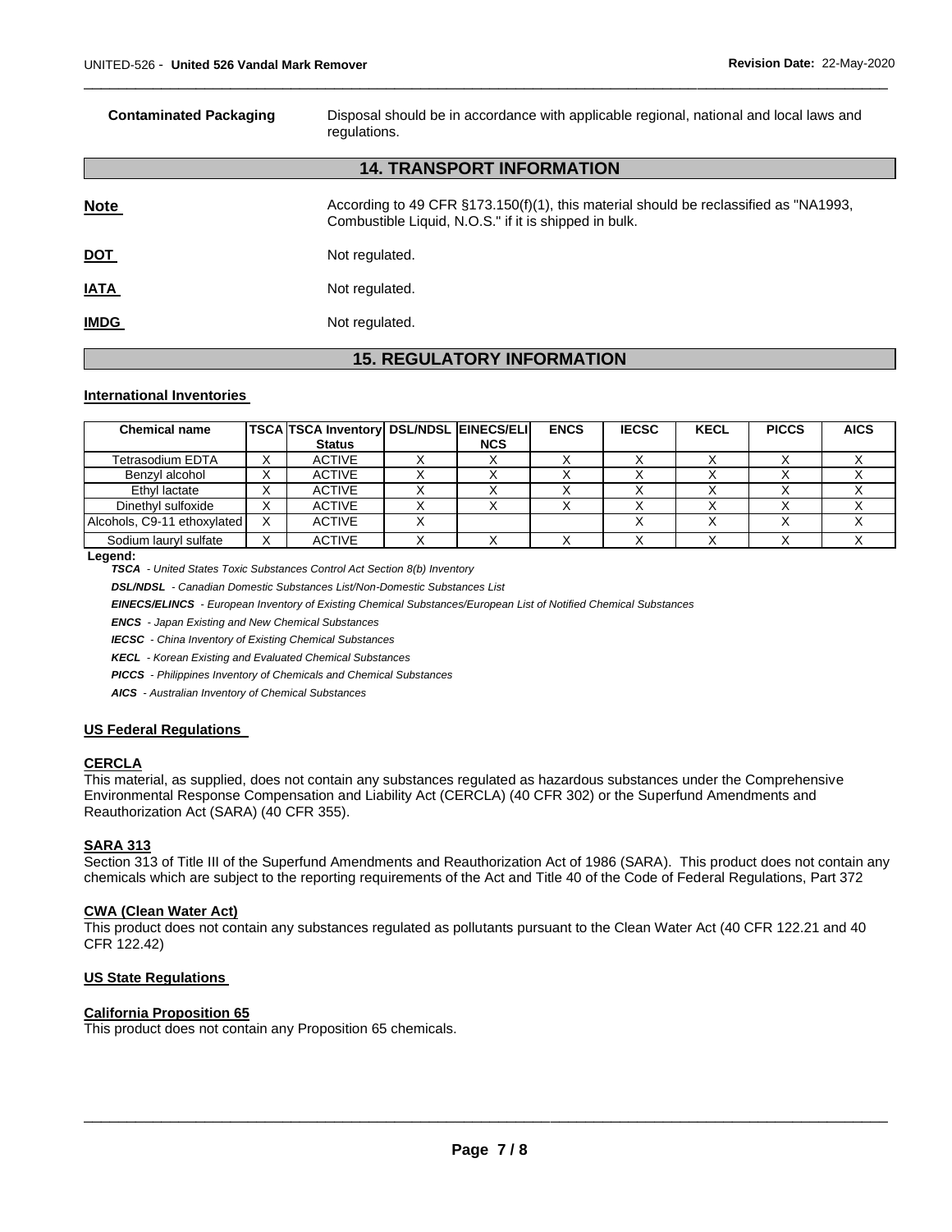**Contaminated Packaging** Disposal should be in accordance with applicable regional, national and local laws and regulations.

## 14. TRANSPORT INFORMATION

**Note** According to 49 CFR §173.150(f)(1), this material should be reclassified as "NA1993, Combustible Liquid, N.O.S." if it is shipped in bulk.

**DOT** Not regulated.

**IATA** Not regulated.

**IMDG** Not regulated.

## 15. REGULATORY INFORMATION

### International Inventories

| Chemical name | TSCA | TSCA Inventory Status | DSL/NDSL | EINECS/ELINCS | ENCS | IECSC | KECL | PICCS | AICS |
|---|---|---|---|---|---|---|---|---|---|
| Tetrasodium EDTA | X | ACTIVE | X | X | X | X | X | X | X |
| Benzyl alcohol | X | ACTIVE | X | X | X | X | X | X | X |
| Ethyl lactate | X | ACTIVE | X | X | X | X | X | X | X |
| Dinethyl sulfoxide | X | ACTIVE | X | X | X | X | X | X | X |
| Alcohols, C9-11 ethoxylated | X | ACTIVE | X | | | X | X | X | X |
| Sodium lauryl sulfate | X | ACTIVE | X | X | X | X | X | X | X |

**Legend:**

***TSCA*** *- United States Toxic Substances Control Act Section 8(b) Inventory*

***DSL/NDSL*** *- Canadian Domestic Substances List/Non-Domestic Substances List*

***EINECS/ELINCS*** *- European Inventory of Existing Chemical Substances/European List of Notified Chemical Substances*

***ENCS*** *- Japan Existing and New Chemical Substances*

***IECSC*** *- China Inventory of Existing Chemical Substances*

***KECL*** *- Korean Existing and Evaluated Chemical Substances*

***PICCS*** *- Philippines Inventory of Chemicals and Chemical Substances*

***AICS*** *- Australian Inventory of Chemical Substances*

### US Federal Regulations

#### CERCLA

This material, as supplied, does not contain any substances regulated as hazardous substances under the Comprehensive Environmental Response Compensation and Liability Act (CERCLA) (40 CFR 302) or the Superfund Amendments and Reauthorization Act (SARA) (40 CFR 355).

#### SARA 313

Section 313 of Title III of the Superfund Amendments and Reauthorization Act of 1986 (SARA). This product does not contain any chemicals which are subject to the reporting requirements of the Act and Title 40 of the Code of Federal Regulations, Part 372

#### CWA (Clean Water Act)

This product does not contain any substances regulated as pollutants pursuant to the Clean Water Act (40 CFR 122.21 and 40 CFR 122.42)

### US State Regulations

#### California Proposition 65

This product does not contain any Proposition 65 chemicals.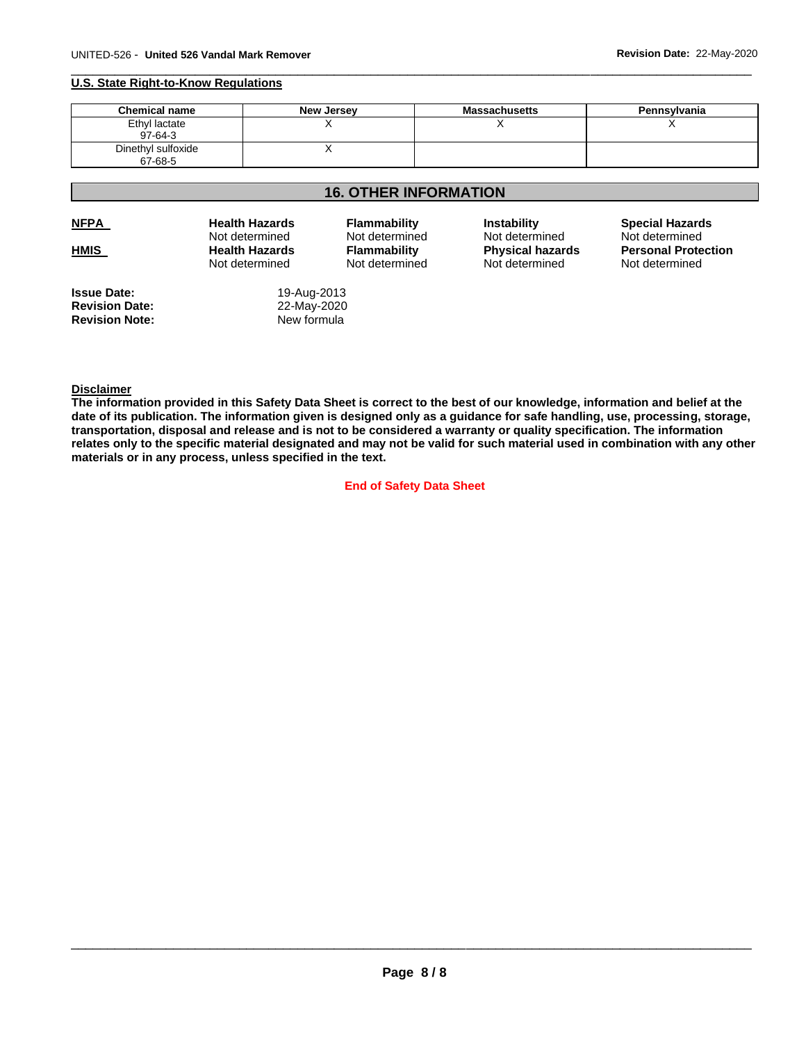**U.S. State Right-to-Know Regulations**

| Chemical name | New Jersey | Massachusetts | Pennsylvania |
|---|---|---|---|
| Ethyl lactate<br>97-64-3 | X | X | X |
| Dinethyl sulfoxide<br>67-68-5 | X | | |

## 16. OTHER INFORMATION

| | | | | |
|---|---|---|---|---|
| **NFPA** | **Health Hazards**<br>Not determined | **Flammability**<br>Not determined | **Instability**<br>Not determined | **Special Hazards**<br>Not determined |
| **HMIS** | **Health Hazards**<br>Not determined | **Flammability**<br>Not determined | **Physical hazards**<br>Not determined | **Personal Protection**<br>Not determined |

**Issue Date:** 19-Aug-2013
**Revision Date:** 22-May-2020
**Revision Note:** New formula

**Disclaimer**

**The information provided in this Safety Data Sheet is correct to the best of our knowledge, information and belief at the date of its publication. The information given is designed only as a guidance for safe handling, use, processing, storage, transportation, disposal and release and is not to be considered a warranty or quality specification. The information relates only to the specific material designated and may not be valid for such material used in combination with any other materials or in any process, unless specified in the text.**

**End of Safety Data Sheet**